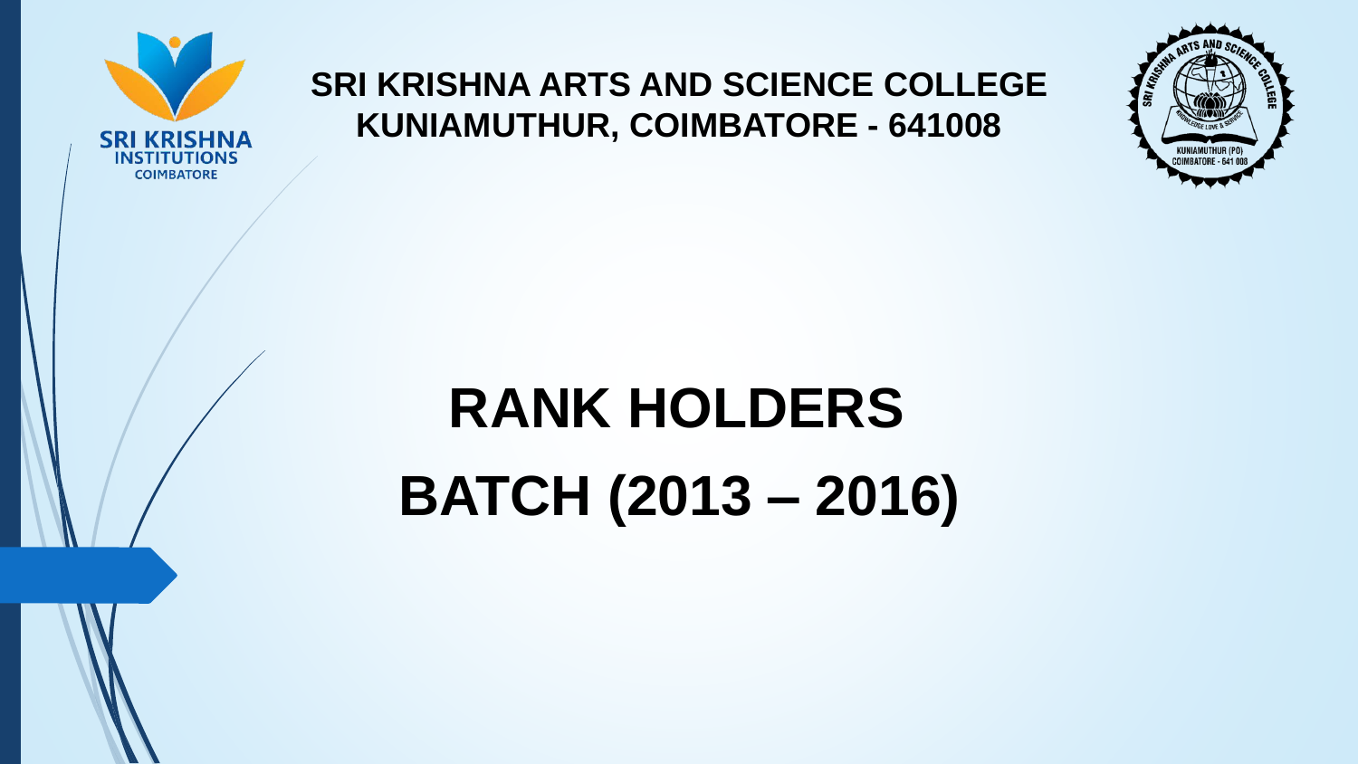**SRI KRISHNA ARTS AND SCIENCE COLLEGE**
**KUNIAMUTHUR, COIMBATORE - 641008**

# RANK HOLDERS

# BATCH (2013 – 2016)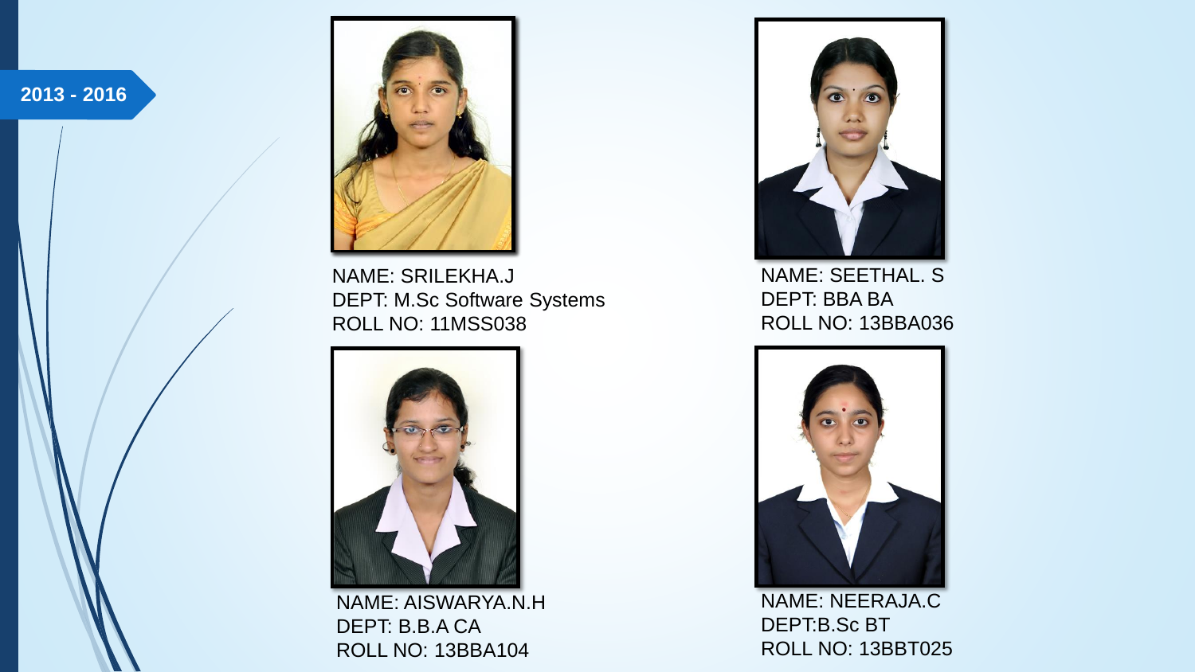2013 - 2016

NAME: SRILEKHA.J
DEPT: M.Sc Software Systems
ROLL NO: 11MSS038

NAME: SEETHAL. S
DEPT: BBA BA
ROLL NO: 13BBA036

NAME: AISWARYA.N.H
DEPT: B.B.A CA
ROLL NO: 13BBA104

NAME: NEERAJA.C
DEPT:B.Sc BT
ROLL NO: 13BBT025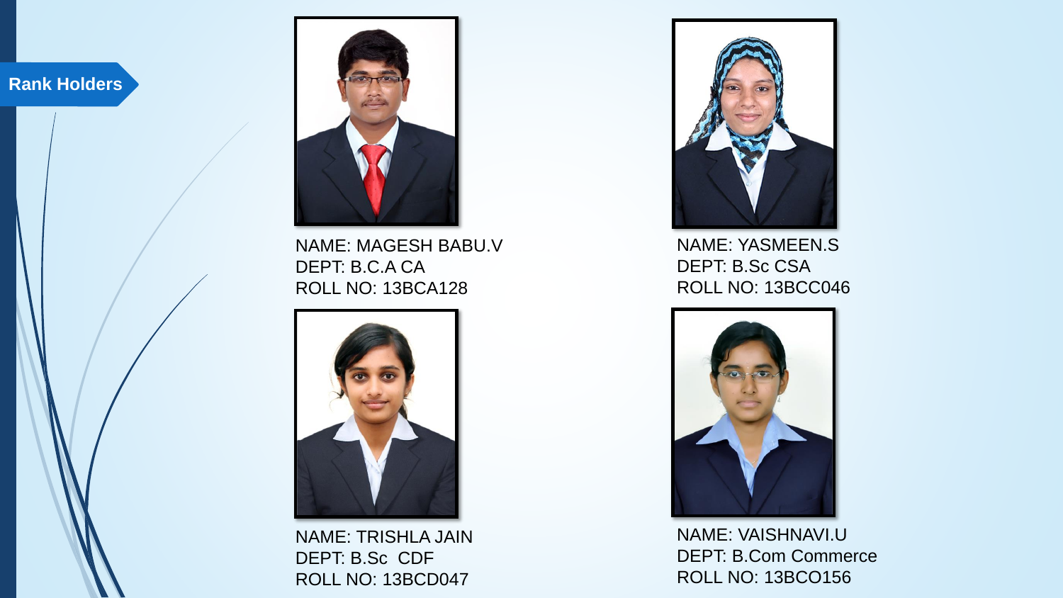## Rank Holders

NAME: MAGESH BABU.V
DEPT: B.C.A CA
ROLL NO: 13BCA128

NAME: YASMEEN.S
DEPT: B.Sc CSA
ROLL NO: 13BCC046

NAME: TRISHLA JAIN
DEPT: B.Sc CDF
ROLL NO: 13BCD047

NAME: VAISHNAVI.U
DEPT: B.Com Commerce
ROLL NO: 13BCO156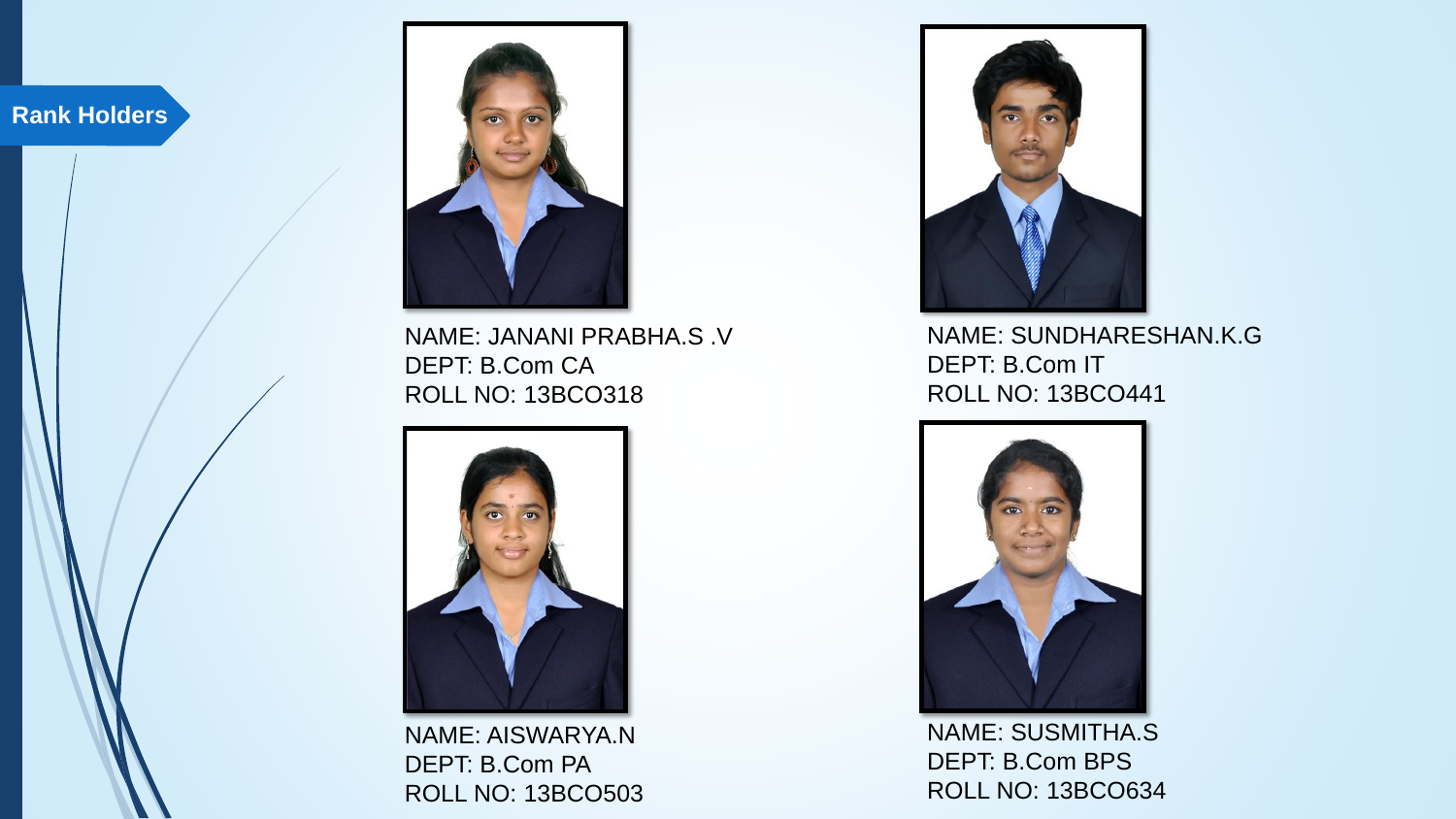## Rank Holders

NAME: JANANI PRABHA.S .V
DEPT: B.Com CA
ROLL NO: 13BCO318

NAME: SUNDHARESHAN.K.G
DEPT: B.Com IT
ROLL NO: 13BCO441

NAME: AISWARYA.N
DEPT: B.Com PA
ROLL NO: 13BCO503

NAME: SUSMITHA.S
DEPT: B.Com BPS
ROLL NO: 13BCO634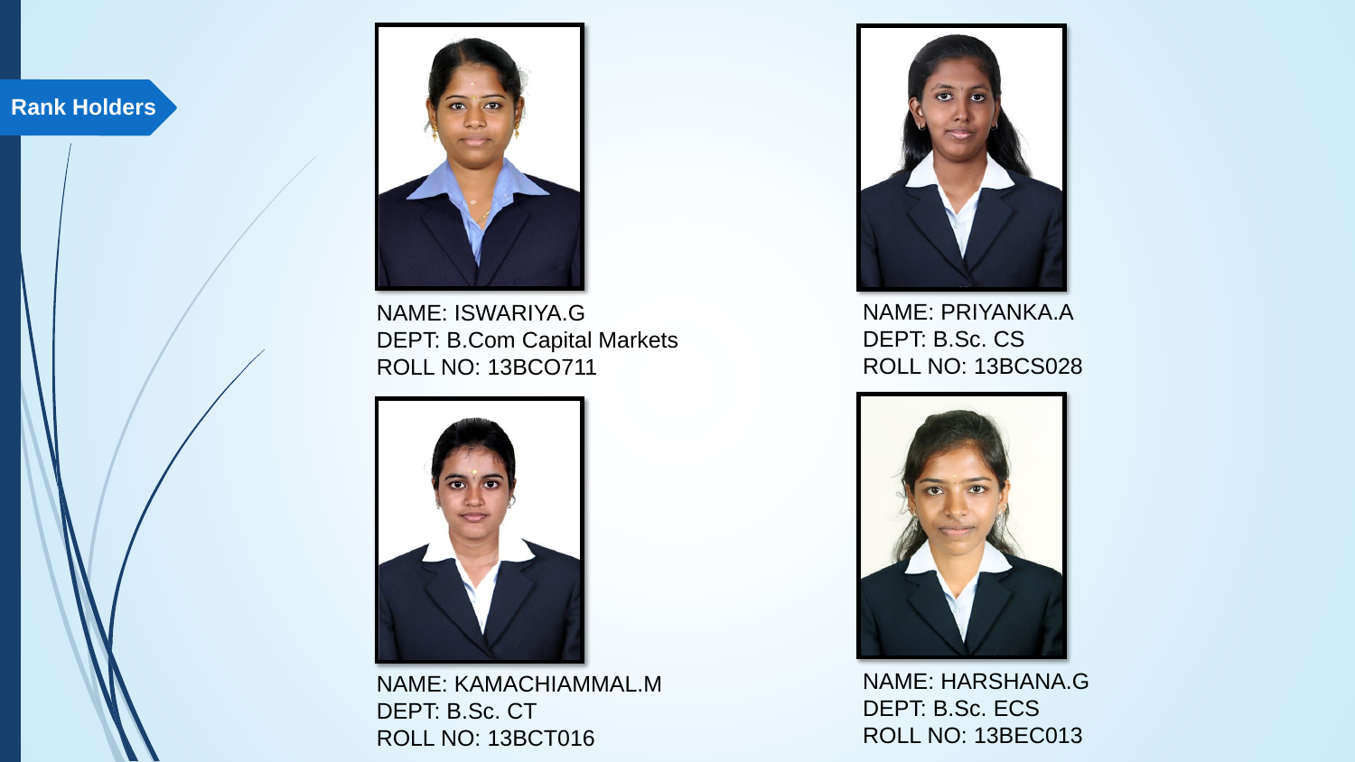## Rank Holders

NAME: ISWARIYA.G
DEPT: B.Com Capital Markets
ROLL NO: 13BCO711

NAME: PRIYANKA.A
DEPT: B.Sc. CS
ROLL NO: 13BCS028

NAME: KAMACHIAMMAL.M
DEPT: B.Sc. CT
ROLL NO: 13BCT016

NAME: HARSHANA.G
DEPT: B.Sc. ECS
ROLL NO: 13BEC013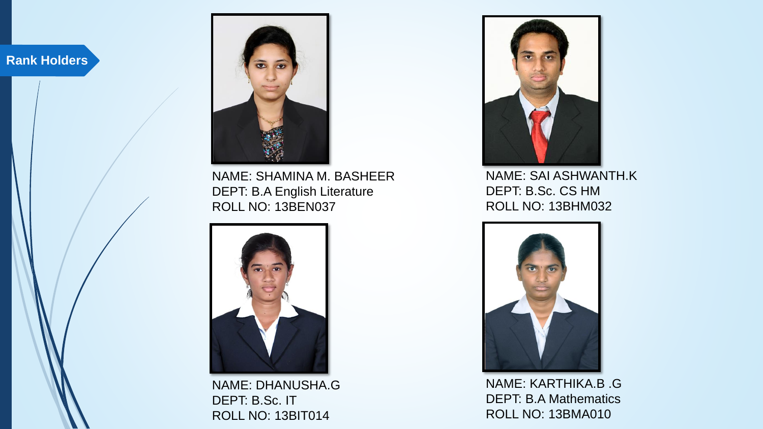## Rank Holders

NAME: SHAMINA M. BASHEER
DEPT: B.A English Literature
ROLL NO: 13BEN037

NAME: SAI ASHWANTH.K
DEPT: B.Sc. CS HM
ROLL NO: 13BHM032

NAME: DHANUSHA.G
DEPT: B.Sc. IT
ROLL NO: 13BIT014

NAME: KARTHIKA.B .G
DEPT: B.A Mathematics
ROLL NO: 13BMA010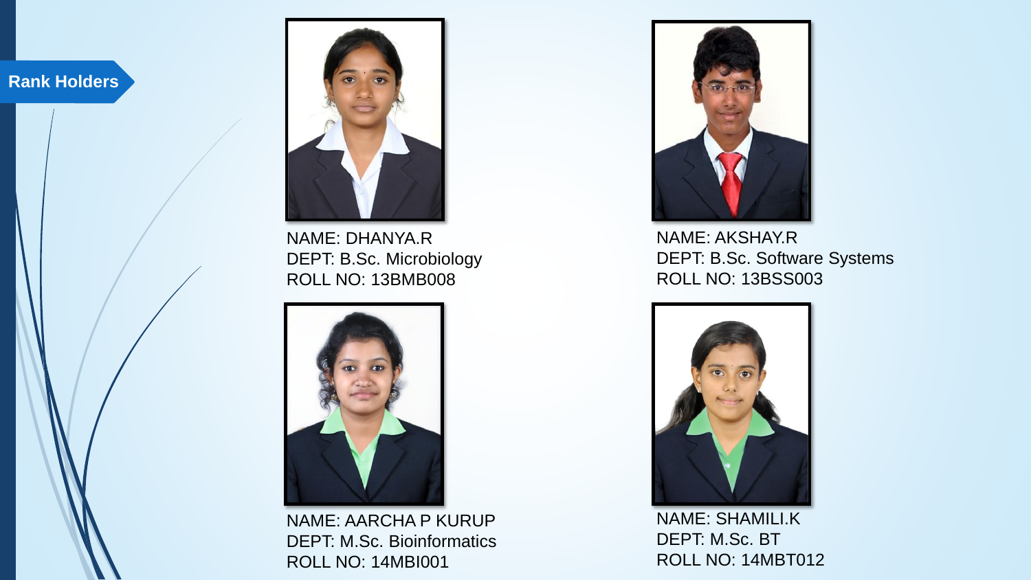## Rank Holders

NAME: DHANYA.R
DEPT: B.Sc. Microbiology
ROLL NO: 13BMB008

NAME: AKSHAY.R
DEPT: B.Sc. Software Systems
ROLL NO: 13BSS003

NAME: AARCHA P KURUP
DEPT: M.Sc. Bioinformatics
ROLL NO: 14MBI001

NAME: SHAMILI.K
DEPT: M.Sc. BT
ROLL NO: 14MBT012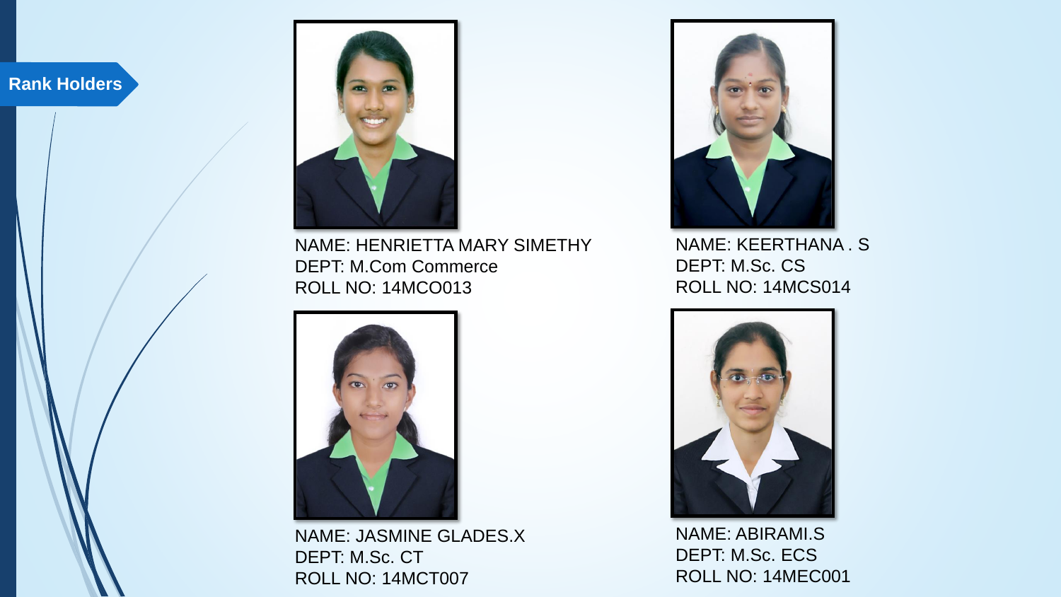## Rank Holders

NAME: HENRIETTA MARY SIMETHY
DEPT: M.Com Commerce
ROLL NO: 14MCO013

NAME: KEERTHANA . S
DEPT: M.Sc. CS
ROLL NO: 14MCS014

NAME: JASMINE GLADES.X
DEPT: M.Sc. CT
ROLL NO: 14MCT007

NAME: ABIRAMI.S
DEPT: M.Sc. ECS
ROLL NO: 14MEC001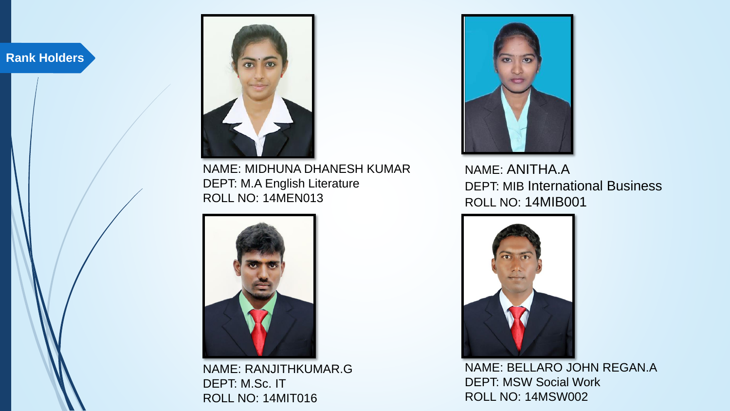## Rank Holders

NAME: MIDHUNA DHANESH KUMAR
DEPT: M.A English Literature
ROLL NO: 14MEN013

NAME: ANITHA.A
DEPT: MIB International Business
ROLL NO: 14MIB001

NAME: RANJITHKUMAR.G
DEPT: M.Sc. IT
ROLL NO: 14MIT016

NAME: BELLARO JOHN REGAN.A
DEPT: MSW Social Work
ROLL NO: 14MSW002